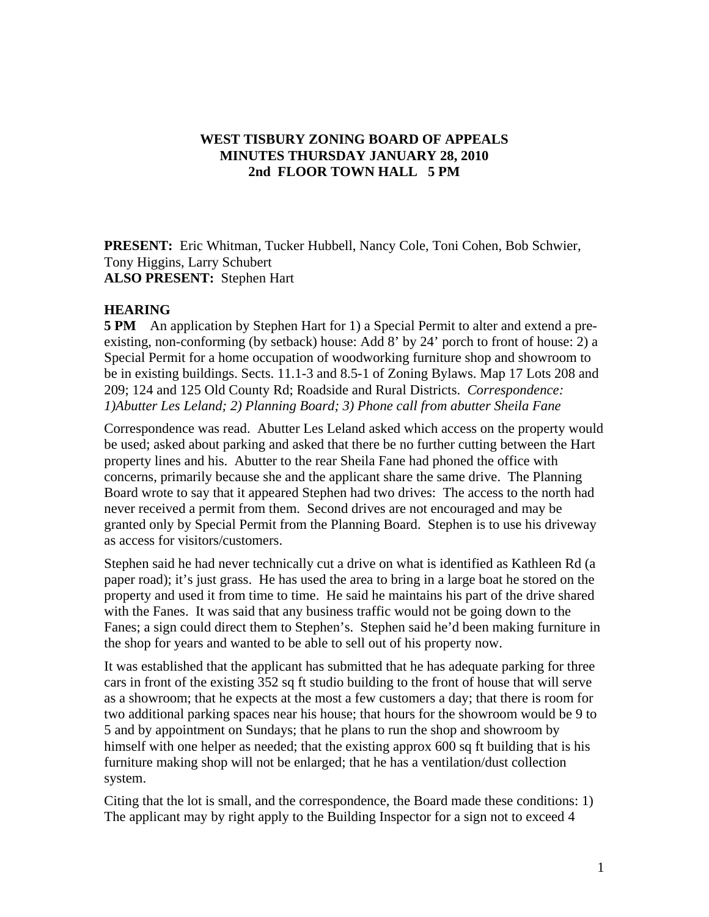# WEST TISBURY ZONING BOARD OF APPEALS
## MINUTES THURSDAY JANUARY 28, 2010
## 2nd FLOOR TOWN HALL 5 PM

**PRESENT:** Eric Whitman, Tucker Hubbell, Nancy Cole, Toni Cohen, Bob Schwier, Tony Higgins, Larry Schubert
**ALSO PRESENT:** Stephen Hart

**HEARING**

**5 PM** An application by Stephen Hart for 1) a Special Permit to alter and extend a pre-existing, non-conforming (by setback) house: Add 8' by 24' porch to front of house: 2) a Special Permit for a home occupation of woodworking furniture shop and showroom to be in existing buildings. Sects. 11.1-3 and 8.5-1 of Zoning Bylaws. Map 17 Lots 208 and 209; 124 and 125 Old County Rd; Roadside and Rural Districts. *Correspondence: 1)Abutter Les Leland; 2) Planning Board; 3) Phone call from abutter Sheila Fane*

Correspondence was read. Abutter Les Leland asked which access on the property would be used; asked about parking and asked that there be no further cutting between the Hart property lines and his. Abutter to the rear Sheila Fane had phoned the office with concerns, primarily because she and the applicant share the same drive. The Planning Board wrote to say that it appeared Stephen had two drives: The access to the north had never received a permit from them. Second drives are not encouraged and may be granted only by Special Permit from the Planning Board. Stephen is to use his driveway as access for visitors/customers.

Stephen said he had never technically cut a drive on what is identified as Kathleen Rd (a paper road); it's just grass. He has used the area to bring in a large boat he stored on the property and used it from time to time. He said he maintains his part of the drive shared with the Fanes. It was said that any business traffic would not be going down to the Fanes; a sign could direct them to Stephen's. Stephen said he'd been making furniture in the shop for years and wanted to be able to sell out of his property now.

It was established that the applicant has submitted that he has adequate parking for three cars in front of the existing 352 sq ft studio building to the front of house that will serve as a showroom; that he expects at the most a few customers a day; that there is room for two additional parking spaces near his house; that hours for the showroom would be 9 to 5 and by appointment on Sundays; that he plans to run the shop and showroom by himself with one helper as needed; that the existing approx 600 sq ft building that is his furniture making shop will not be enlarged; that he has a ventilation/dust collection system.

Citing that the lot is small, and the correspondence, the Board made these conditions: 1) The applicant may by right apply to the Building Inspector for a sign not to exceed 4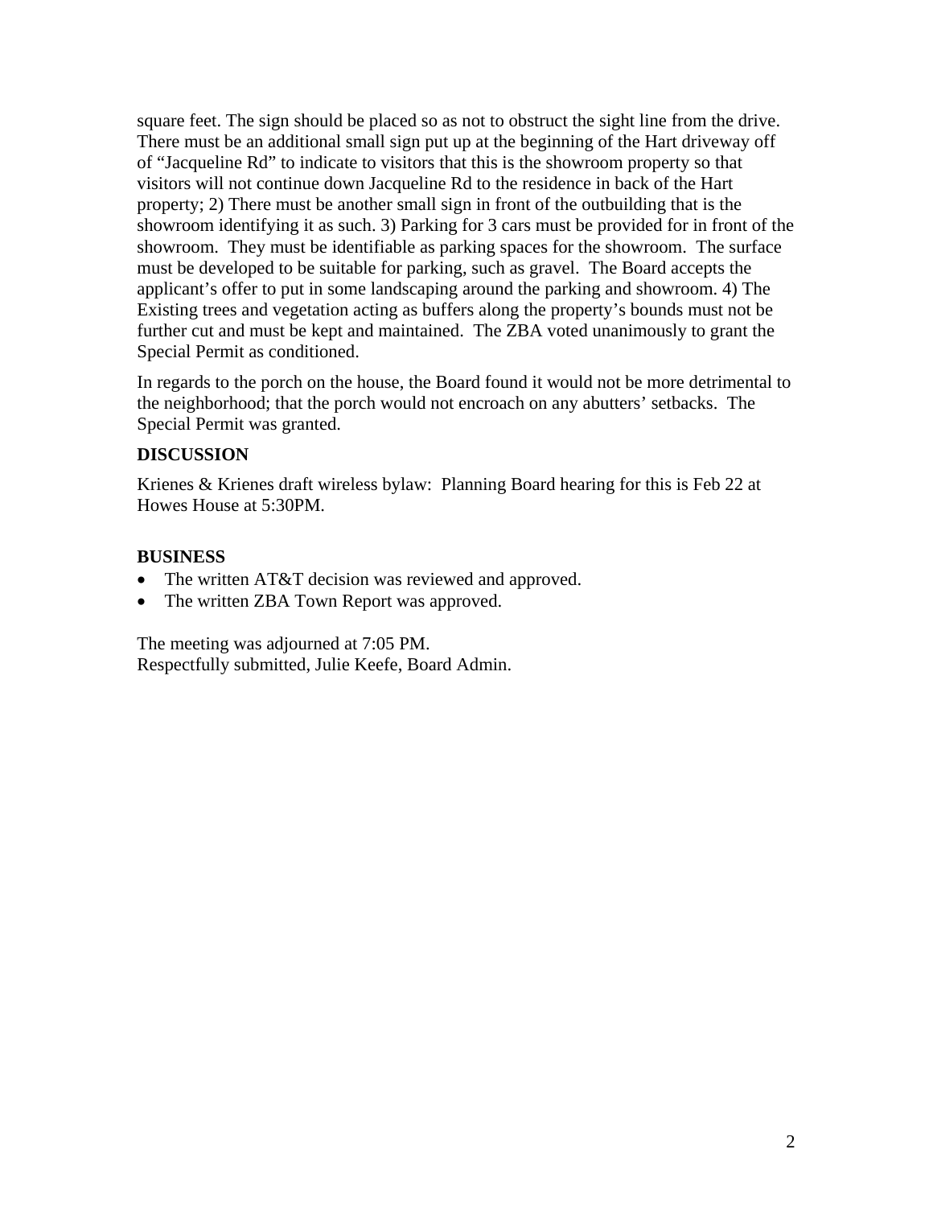square feet. The sign should be placed so as not to obstruct the sight line from the drive. There must be an additional small sign put up at the beginning of the Hart driveway off of "Jacqueline Rd" to indicate to visitors that this is the showroom property so that visitors will not continue down Jacqueline Rd to the residence in back of the Hart property; 2) There must be another small sign in front of the outbuilding that is the showroom identifying it as such. 3) Parking for 3 cars must be provided for in front of the showroom. They must be identifiable as parking spaces for the showroom. The surface must be developed to be suitable for parking, such as gravel. The Board accepts the applicant's offer to put in some landscaping around the parking and showroom. 4) The Existing trees and vegetation acting as buffers along the property's bounds must not be further cut and must be kept and maintained. The ZBA voted unanimously to grant the Special Permit as conditioned.

In regards to the porch on the house, the Board found it would not be more detrimental to the neighborhood; that the porch would not encroach on any abutters' setbacks. The Special Permit was granted.

**DISCUSSION**

Krienes & Krienes draft wireless bylaw: Planning Board hearing for this is Feb 22 at Howes House at 5:30PM.

**BUSINESS**

- The written AT&T decision was reviewed and approved.
- The written ZBA Town Report was approved.

The meeting was adjourned at 7:05 PM.
Respectfully submitted, Julie Keefe, Board Admin.